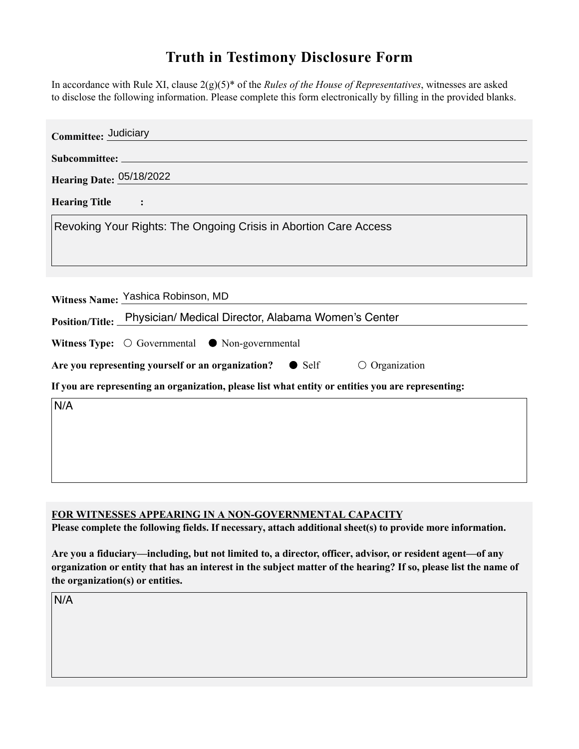# Truth in Testimony Disclosure Form

In accordance with Rule XI, clause 2(g)(5)* of the *Rules of the House of Representatives*, witnesses are asked to disclose the following information. Please complete this form electronically by filling in the provided blanks.

**Committee:** Judiciary

**Subcommittee:**

**Hearing Date:** 05/18/2022

**Hearing Title:**

Revoking Your Rights: The Ongoing Crisis in Abortion Care Access

**Witness Name:** Yashica Robinson, MD

**Position/Title:** Physician/ Medical Director, Alabama Women's Center

**Witness Type:** ○ Governmental ● Non-governmental

**Are you representing yourself or an organization?** ● Self ○ Organization

**If you are representing an organization, please list what entity or entities you are representing:**

N/A

**FOR WITNESSES APPEARING IN A NON-GOVERNMENTAL CAPACITY**

**Please complete the following fields. If necessary, attach additional sheet(s) to provide more information.**

**Are you a fiduciary—including, but not limited to, a director, officer, advisor, or resident agent—of any organization or entity that has an interest in the subject matter of the hearing? If so, please list the name of the organization(s) or entities.**

N/A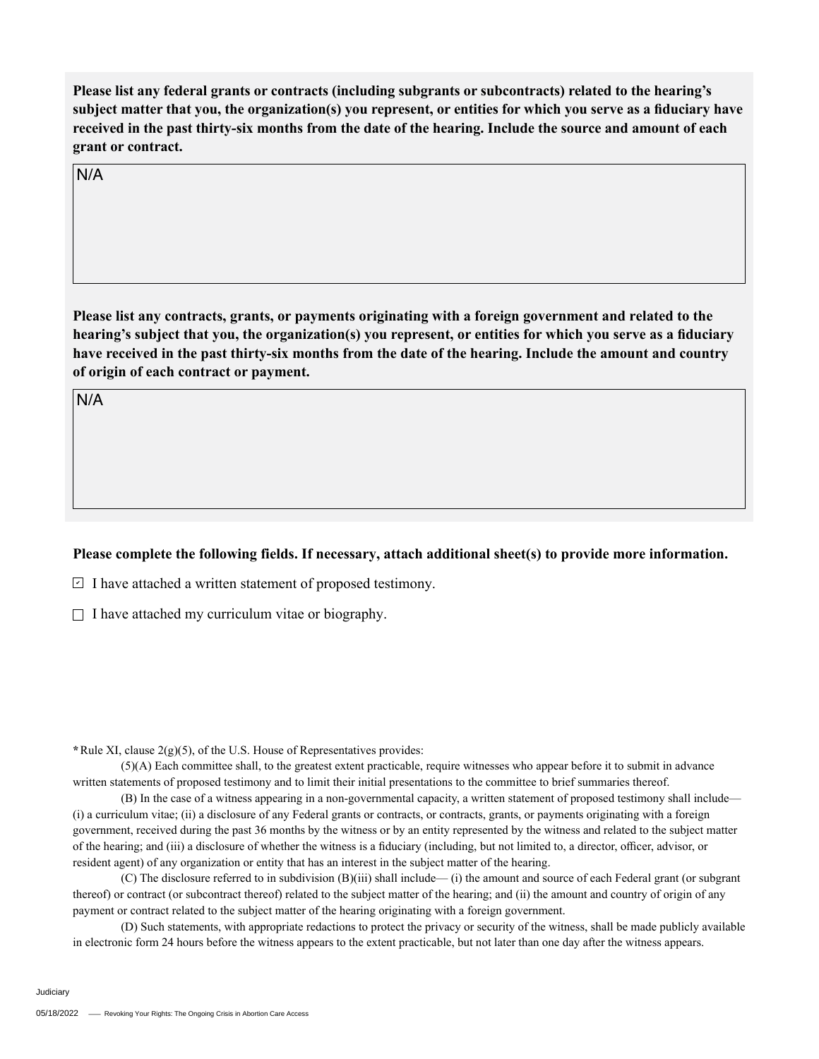**Please list any federal grants or contracts (including subgrants or subcontracts) related to the hearing's subject matter that you, the organization(s) you represent, or entities for which you serve as a fiduciary have received in the past thirty-six months from the date of the hearing. Include the source and amount of each grant or contract.**

N/A

**Please list any contracts, grants, or payments originating with a foreign government and related to the hearing's subject that you, the organization(s) you represent, or entities for which you serve as a fiduciary have received in the past thirty-six months from the date of the hearing. Include the amount and country of origin of each contract or payment.**

N/A

**Please complete the following fields. If necessary, attach additional sheet(s) to provide more information.**

- [x] I have attached a written statement of proposed testimony.
- [ ] I have attached my curriculum vitae or biography.

**\***Rule XI, clause 2(g)(5), of the U.S. House of Representatives provides:

(5)(A) Each committee shall, to the greatest extent practicable, require witnesses who appear before it to submit in advance written statements of proposed testimony and to limit their initial presentations to the committee to brief summaries thereof.

(B) In the case of a witness appearing in a non-governmental capacity, a written statement of proposed testimony shall include— (i) a curriculum vitae; (ii) a disclosure of any Federal grants or contracts, or contracts, grants, or payments originating with a foreign government, received during the past 36 months by the witness or by an entity represented by the witness and related to the subject matter of the hearing; and (iii) a disclosure of whether the witness is a fiduciary (including, but not limited to, a director, officer, advisor, or resident agent) of any organization or entity that has an interest in the subject matter of the hearing.

(C) The disclosure referred to in subdivision (B)(iii) shall include— (i) the amount and source of each Federal grant (or subgrant thereof) or contract (or subcontract thereof) related to the subject matter of the hearing; and (ii) the amount and country of origin of any payment or contract related to the subject matter of the hearing originating with a foreign government.

(D) Such statements, with appropriate redactions to protect the privacy or security of the witness, shall be made publicly available in electronic form 24 hours before the witness appears to the extent practicable, but not later than one day after the witness appears.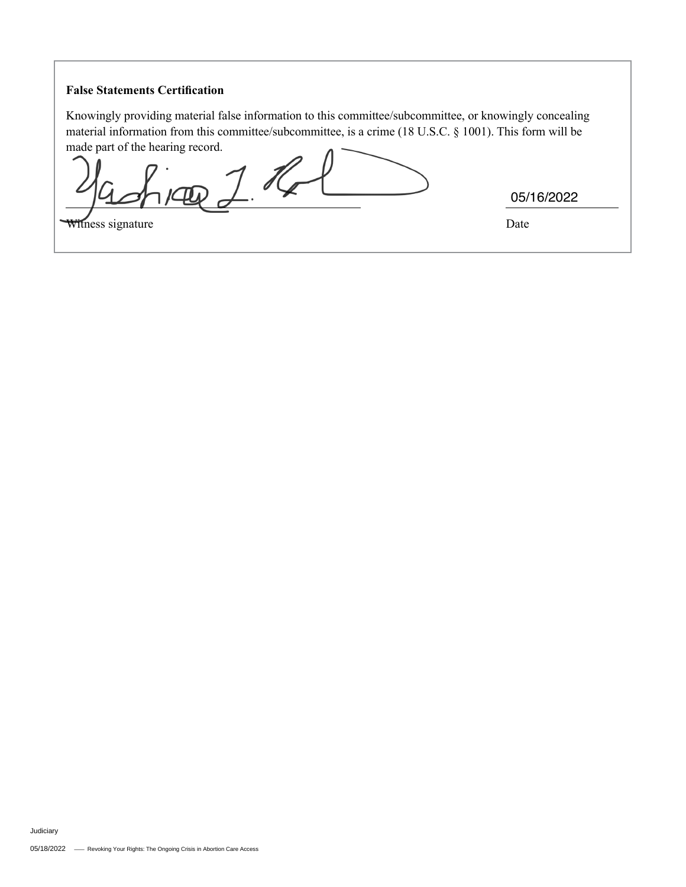**False Statements Certification**

Knowingly providing material false information to this committee/subcommittee, or knowingly concealing material information from this committee/subcommittee, is a crime (18 U.S.C. § 1001). This form will be made part of the hearing record.

Yashica J. R.

Witness signature

05/16/2022

Date